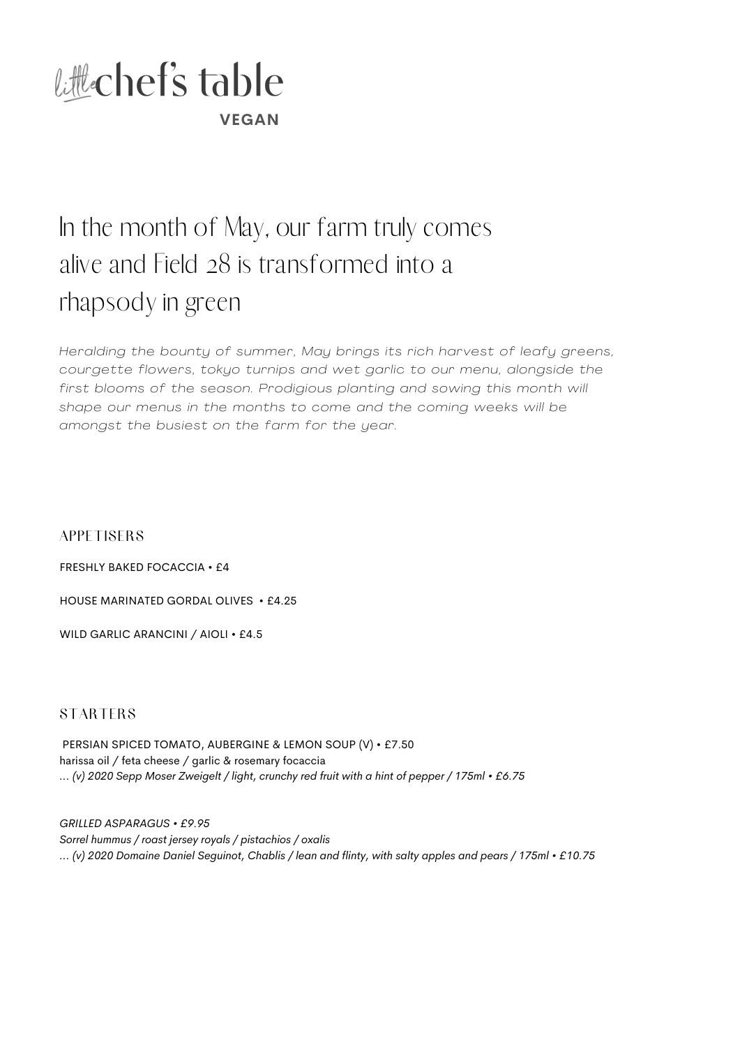# little chef's table

**VEGAN**

## In the month of May, our farm truly comes alive and Field 28 is transformed into a rhapsody in green

*Heralding the bounty of summer, May brings its rich harvest of leafy greens, courgette flowers, tokyo turnips and wet garlic to our menu, alongside the first blooms of the season. Prodigious planting and sowing this month will shape our menus in the months to come and the coming weeks will be amongst the busiest on the farm for the year.*

### APPETISERS

FRESHLY BAKED FOCACCIA • £4

HOUSE MARINATED GORDAL OLIVES • £4.25

WILD GARLIC ARANCINI / AIOLI • £4.5

### STARTERS

PERSIAN SPICED TOMATO, AUBERGINE & LEMON SOUP (V) • £7.50
harissa oil / feta cheese / garlic & rosemary focaccia
*... (v) 2020 Sepp Moser Zweigelt / light, crunchy red fruit with a hint of pepper / 175ml • £6.75*

*GRILLED ASPARAGUS • £9.95*
*Sorrel hummus / roast jersey royals / pistachios / oxalis*
*... (v) 2020 Domaine Daniel Seguinot, Chablis / lean and flinty, with salty apples and pears / 175ml • £10.75*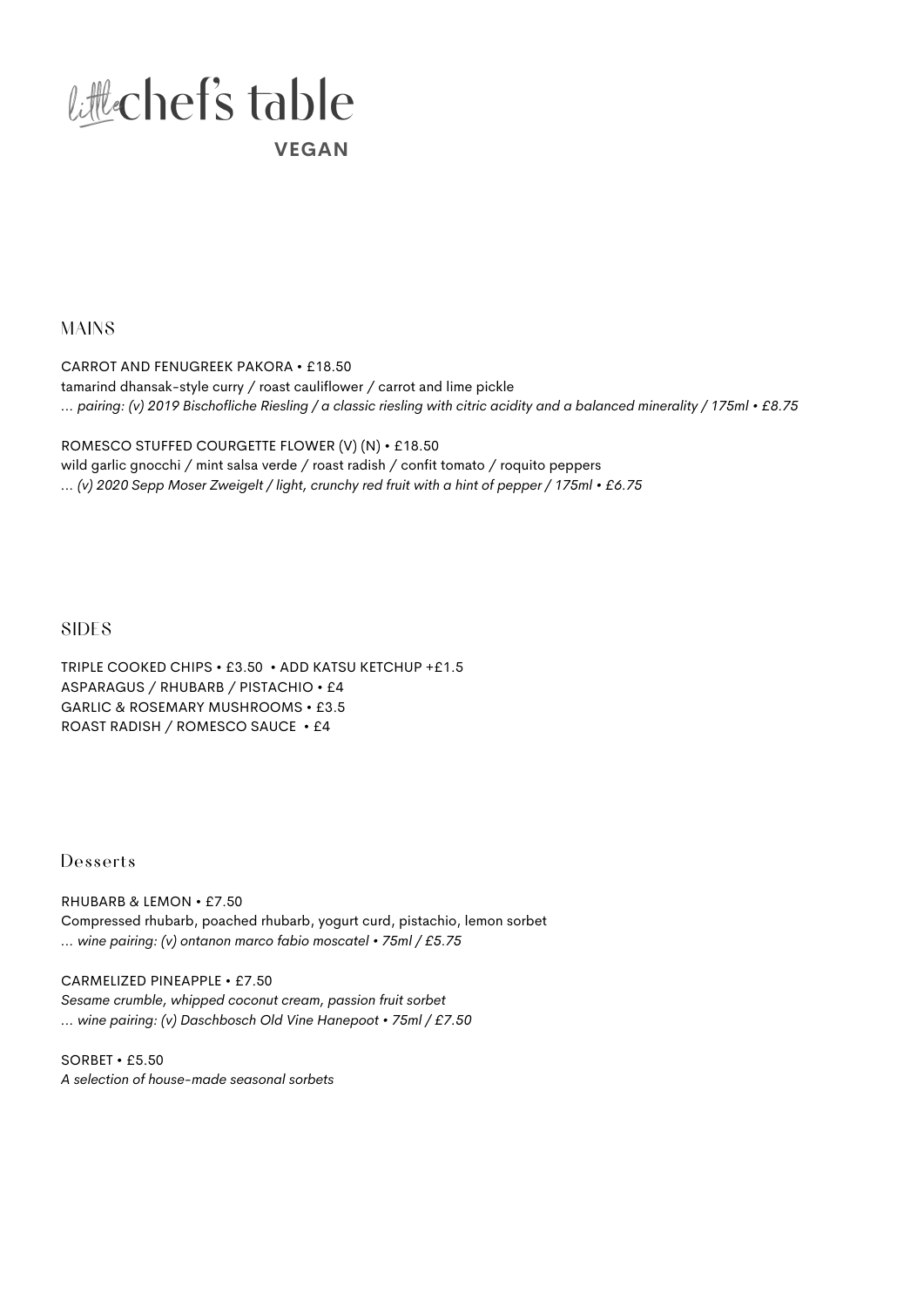# little chef's table

## VEGAN

### MAINS

CARROT AND FENUGREEK PAKORA • £18.50
tamarind dhansak-style curry / roast cauliflower / carrot and lime pickle
*... pairing: (v) 2019 Bischofliche Riesling / a classic riesling with citric acidity and a balanced minerality / 175ml • £8.75*

ROMESCO STUFFED COURGETTE FLOWER (V) (N) • £18.50
wild garlic gnocchi / mint salsa verde / roast radish / confit tomato / roquito peppers
*... (v) 2020 Sepp Moser Zweigelt / light, crunchy red fruit with a hint of pepper / 175ml • £6.75*

### SIDES

TRIPLE COOKED CHIPS • £3.50 • ADD KATSU KETCHUP +£1.5
ASPARAGUS / RHUBARB / PISTACHIO • £4
GARLIC & ROSEMARY MUSHROOMS • £3.5
ROAST RADISH / ROMESCO SAUCE • £4

### Desserts

RHUBARB & LEMON • £7.50
Compressed rhubarb, poached rhubarb, yogurt curd, pistachio, lemon sorbet
*... wine pairing: (v) ontanon marco fabio moscatel • 75ml / £5.75*

CARMELIZED PINEAPPLE • £7.50
*Sesame crumble, whipped coconut cream, passion fruit sorbet*
*... wine pairing: (v) Daschbosch Old Vine Hanepoot • 75ml / £7.50*

SORBET • £5.50
*A selection of house-made seasonal sorbets*